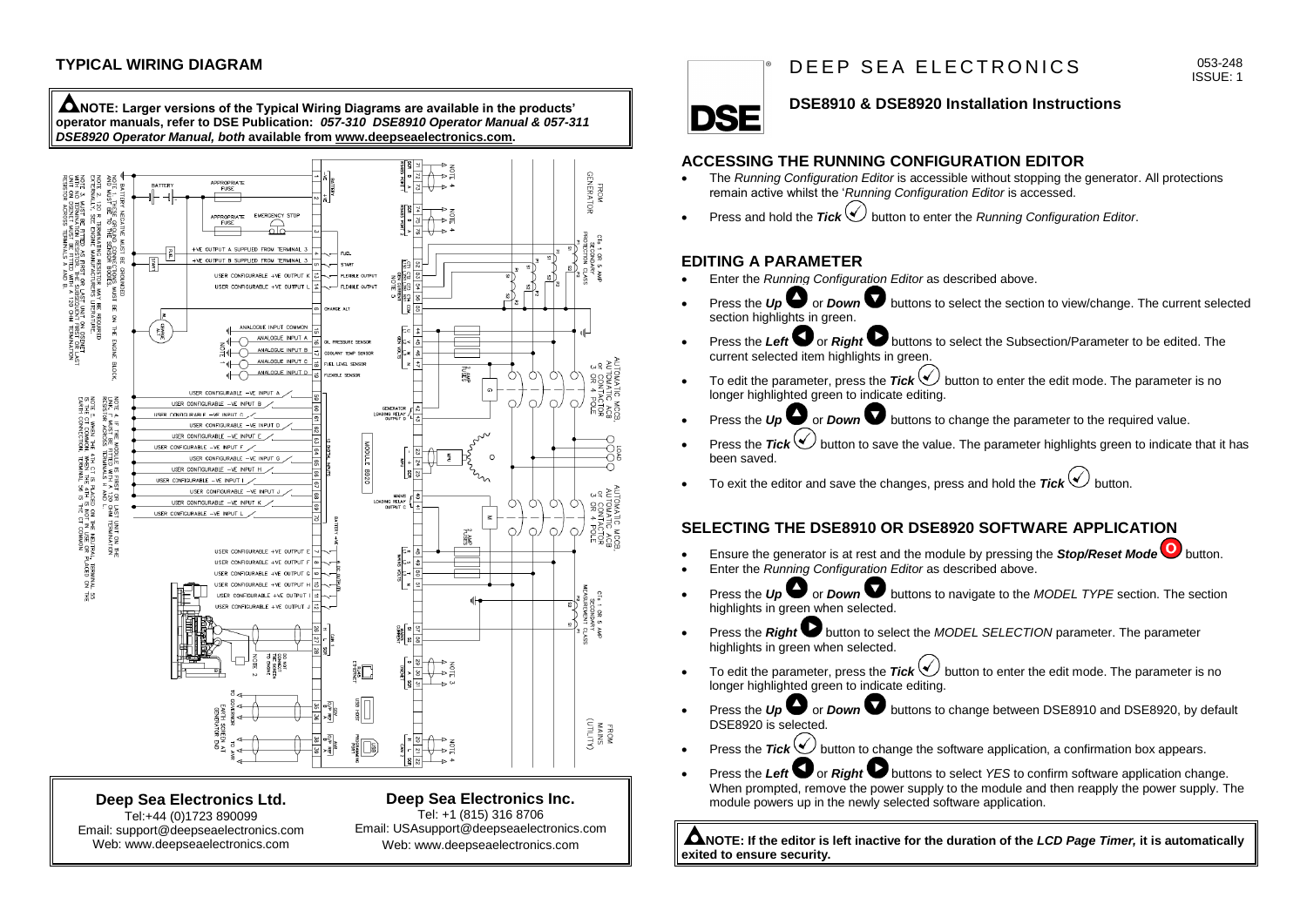## TYPICAL WIRING DIAGRAM

**NOTE: Larger versions of the Typical Wiring Diagrams are available in the products' operator manuals, refer to DSE Publication:** ***057-310 DSE8910 Operator Manual & 057-311 DSE8920 Operator Manual, both*** **available from www.deepseaelectronics.com.**

**Deep Sea Electronics Ltd.**
Tel:+44 (0)1723 890099
Email: support@deepseaelectronics.com
Web: www.deepseaelectronics.com

**Deep Sea Electronics Inc.**
Tel: +1 (815) 316 8706
Email: USAsupport@deepseaelectronics.com
Web: www.deepseaelectronics.com

# DEEP SEA ELECTRONICS

053-248
ISSUE: 1

## DSE8910 & DSE8920 Installation Instructions

### ACCESSING THE RUNNING CONFIGURATION EDITOR

- The *Running Configuration Editor* is accessible without stopping the generator. All protections remain active whilst the '*Running Configuration Editor* is accessed.
- Press and hold the ***Tick*** button to enter the *Running Configuration Editor*.

### EDITING A PARAMETER

- Enter the *Running Configuration Editor* as described above.
- Press the ***Up*** or ***Down*** buttons to select the section to view/change. The current selected section highlights in green.
- Press the ***Left*** or ***Right*** buttons to select the Subsection/Parameter to be edited. The current selected item highlights in green.
- To edit the parameter, press the ***Tick*** button to enter the edit mode. The parameter is no longer highlighted green to indicate editing.
- Press the ***Up*** or ***Down*** buttons to change the parameter to the required value.
- Press the ***Tick*** button to save the value. The parameter highlights green to indicate that it has been saved.
- To exit the editor and save the changes, press and hold the ***Tick*** button.

### SELECTING THE DSE8910 OR DSE8920 SOFTWARE APPLICATION

- Ensure the generator is at rest and the module by pressing the ***Stop/Reset Mode*** button.
- Enter the *Running Configuration Editor* as described above.
- Press the ***Up*** or ***Down*** buttons to navigate to the *MODEL TYPE* section. The section highlights in green when selected.
- Press the ***Right*** button to select the *MODEL SELECTION* parameter. The parameter highlights in green when selected.
- To edit the parameter, press the ***Tick*** button to enter the edit mode. The parameter is no longer highlighted green to indicate editing.
- Press the ***Up*** or ***Down*** buttons to change between DSE8910 and DSE8920, by default DSE8920 is selected.
- Press the ***Tick*** button to change the software application, a confirmation box appears.
- Press the ***Left*** or ***Right*** buttons to select *YES* to confirm software application change. When prompted, remove the power supply to the module and then reapply the power supply. The module powers up in the newly selected software application.

**NOTE: If the editor is left inactive for the duration of the** ***LCD Page Timer,*** **it is automatically exited to ensure security.**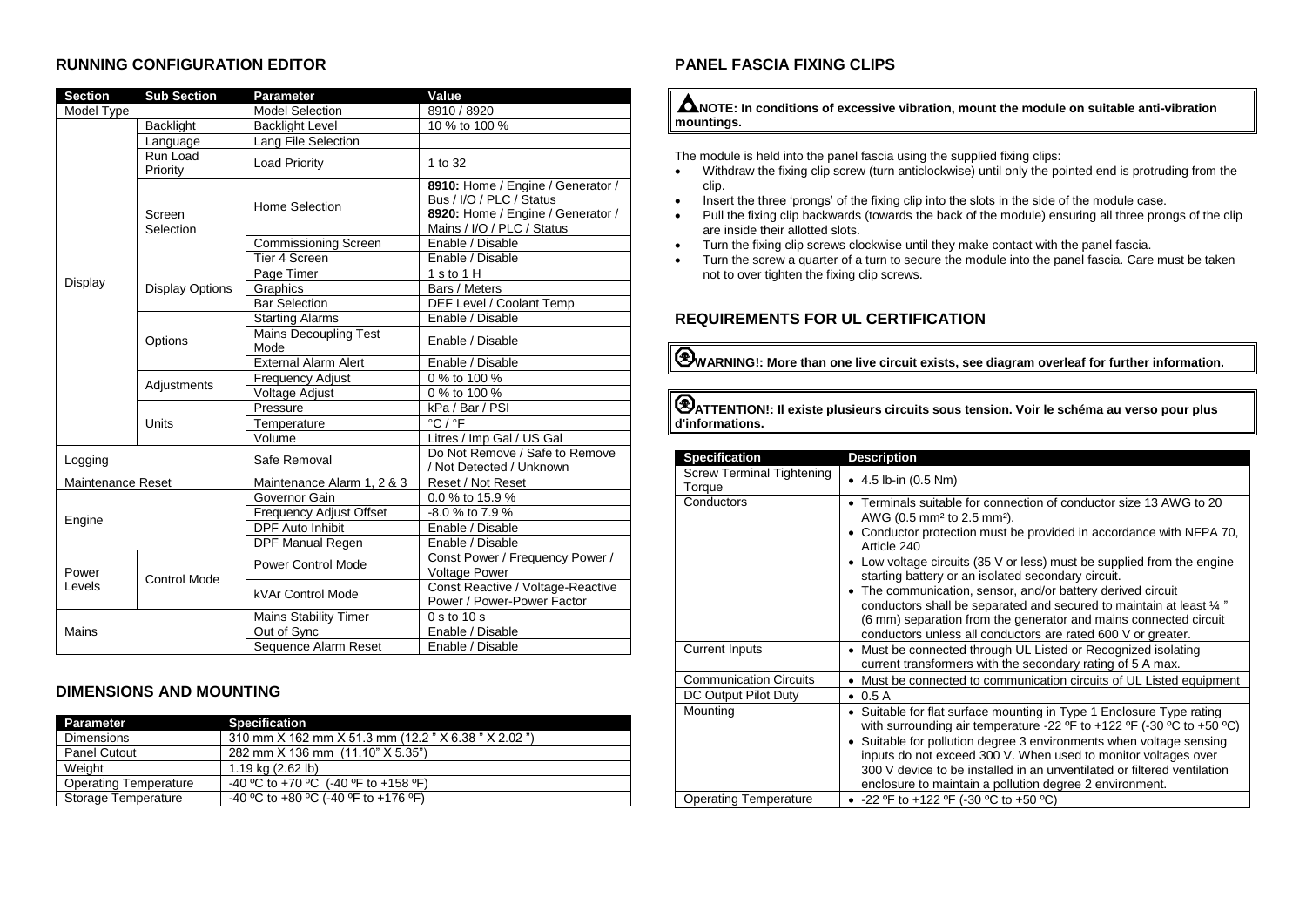## RUNNING CONFIGURATION EDITOR

| Section | Sub Section | Parameter | Value |
|---|---|---|---|
| Model Type | | Model Selection | 8910 / 8920 |
| Display | Backlight | Backlight Level | 10 % to 100 % |
| | Language | Lang File Selection | |
| | Run Load Priority | Load Priority | 1 to 32 |
| | Screen Selection | Home Selection | **8910:** Home / Engine / Generator / Bus / I/O / PLC / Status **8920:** Home / Engine / Generator / Mains / I/O / PLC / Status |
| | | Commissioning Screen | Enable / Disable |
| | | Tier 4 Screen | Enable / Disable |
| | Display Options | Page Timer | 1 s to 1 H |
| | | Graphics | Bars / Meters |
| | | Bar Selection | DEF Level / Coolant Temp |
| | Options | Starting Alarms | Enable / Disable |
| | | Mains Decoupling Test Mode | Enable / Disable |
| | | External Alarm Alert | Enable / Disable |
| | Adjustments | Frequency Adjust | 0 % to 100 % |
| | | Voltage Adjust | 0 % to 100 % |
| | Units | Pressure | kPa / Bar / PSI |
| | | Temperature | °C / °F |
| | | Volume | Litres / Imp Gal / US Gal |
| Logging | | Safe Removal | Do Not Remove / Safe to Remove / Not Detected / Unknown |
| Maintenance Reset | | Maintenance Alarm 1, 2 & 3 | Reset / Not Reset |
| Engine | | Governor Gain | 0.0 % to 15.9 % |
| | | Frequency Adjust Offset | -8.0 % to 7.9 % |
| | | DPF Auto Inhibit | Enable / Disable |
| | | DPF Manual Regen | Enable / Disable |
| Power Levels | Control Mode | Power Control Mode | Const Power / Frequency Power / Voltage Power |
| | | kVAr Control Mode | Const Reactive / Voltage-Reactive Power / Power-Power Factor |
| Mains | | Mains Stability Timer | 0 s to 10 s |
| | | Out of Sync | Enable / Disable |
| | | Sequence Alarm Reset | Enable / Disable |

## DIMENSIONS AND MOUNTING

| Parameter | Specification |
|---|---|
| Dimensions | 310 mm X 162 mm X 51.3 mm (12.2 " X 6.38 " X 2.02 ") |
| Panel Cutout | 282 mm X 136 mm (11.10" X 5.35") |
| Weight | 1.19 kg (2.62 lb) |
| Operating Temperature | -40 ºC to +70 ºC (-40 ºF to +158 ºF) |
| Storage Temperature | -40 ºC to +80 ºC (-40 ºF to +176 ºF) |

## PANEL FASCIA FIXING CLIPS

> **NOTE: In conditions of excessive vibration, mount the module on suitable anti-vibration mountings.**

The module is held into the panel fascia using the supplied fixing clips:

- Withdraw the fixing clip screw (turn anticlockwise) until only the pointed end is protruding from the clip.
- Insert the three 'prongs' of the fixing clip into the slots in the side of the module case.
- Pull the fixing clip backwards (towards the back of the module) ensuring all three prongs of the clip are inside their allotted slots.
- Turn the fixing clip screws clockwise until they make contact with the panel fascia.
- Turn the screw a quarter of a turn to secure the module into the panel fascia. Care must be taken not to over tighten the fixing clip screws.

## REQUIREMENTS FOR UL CERTIFICATION

> **WARNING!: More than one live circuit exists, see diagram overleaf for further information.**

> **ATTENTION!: Il existe plusieurs circuits sous tension. Voir le schéma au verso pour plus d'informations.**

| Specification | Description |
|---|---|
| Screw Terminal Tightening Torque | • 4.5 lb-in (0.5 Nm) |
| Conductors | • Terminals suitable for connection of conductor size 13 AWG to 20 AWG (0.5 mm² to 2.5 mm²). • Conductor protection must be provided in accordance with NFPA 70, Article 240 • Low voltage circuits (35 V or less) must be supplied from the engine starting battery or an isolated secondary circuit. • The communication, sensor, and/or battery derived circuit conductors shall be separated and secured to maintain at least ¼ " (6 mm) separation from the generator and mains connected circuit conductors unless all conductors are rated 600 V or greater. |
| Current Inputs | • Must be connected through UL Listed or Recognized isolating current transformers with the secondary rating of 5 A max. |
| Communication Circuits | • Must be connected to communication circuits of UL Listed equipment |
| DC Output Pilot Duty | • 0.5 A |
| Mounting | • Suitable for flat surface mounting in Type 1 Enclosure Type rating with surrounding air temperature -22 ºF to +122 ºF (-30 ºC to +50 ºC) • Suitable for pollution degree 3 environments when voltage sensing inputs do not exceed 300 V. When used to monitor voltages over 300 V device to be installed in an unventilated or filtered ventilation enclosure to maintain a pollution degree 2 environment. |
| Operating Temperature | • -22 ºF to +122 ºF (-30 ºC to +50 ºC) |